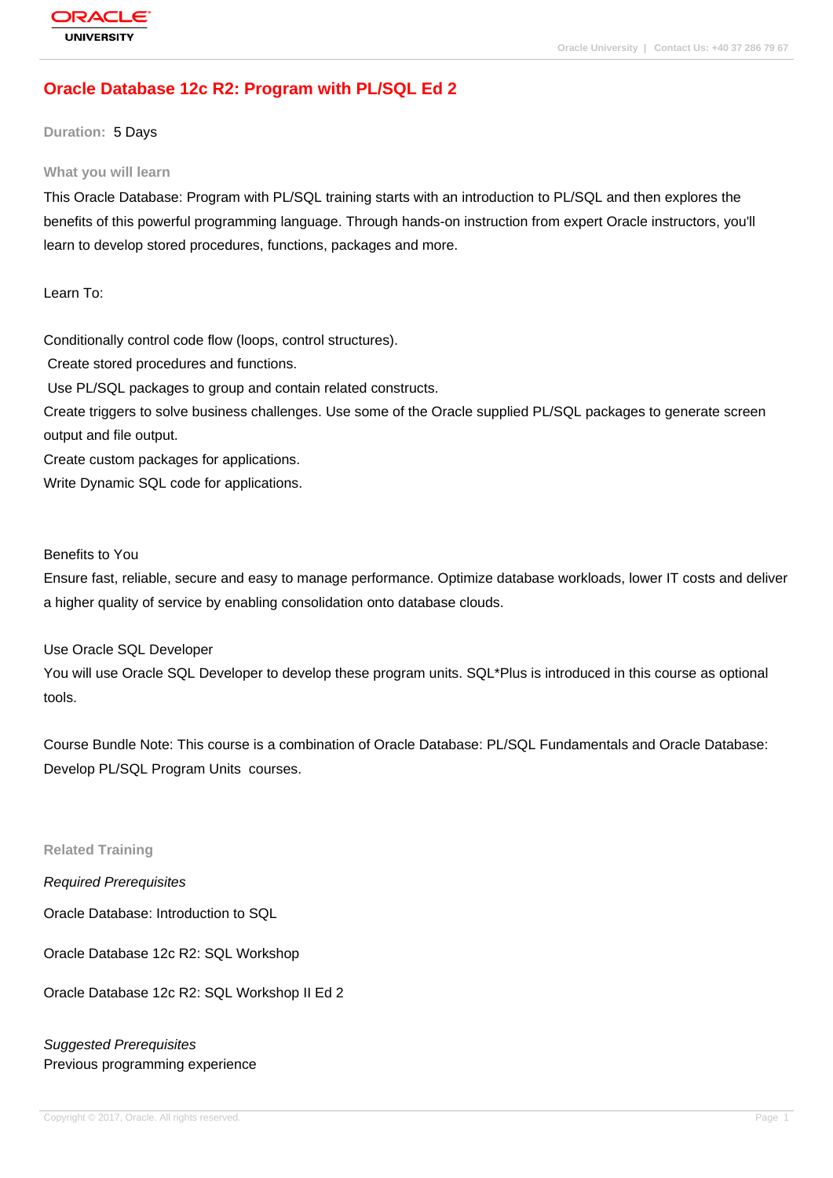# Oracle Database 12c R2: Program with PL/SQL Ed 2

**Duration:** 5 Days

## What you will learn

This Oracle Database: Program with PL/SQL training starts with an introduction to PL/SQL and then explores the benefits of this powerful programming language. Through hands-on instruction from expert Oracle instructors, you'll learn to develop stored procedures, functions, packages and more.

Learn To:

Conditionally control code flow (loops, control structures).
Create stored procedures and functions.
Use PL/SQL packages to group and contain related constructs.
Create triggers to solve business challenges. Use some of the Oracle supplied PL/SQL packages to generate screen output and file output.
Create custom packages for applications.
Write Dynamic SQL code for applications.

Benefits to You
Ensure fast, reliable, secure and easy to manage performance. Optimize database workloads, lower IT costs and deliver a higher quality of service by enabling consolidation onto database clouds.

Use Oracle SQL Developer
You will use Oracle SQL Developer to develop these program units. SQL*Plus is introduced in this course as optional tools.

Course Bundle Note: This course is a combination of Oracle Database: PL/SQL Fundamentals and Oracle Database: Develop PL/SQL Program Units courses.

## Related Training

*Required Prerequisites*

Oracle Database: Introduction to SQL

Oracle Database 12c R2: SQL Workshop

Oracle Database 12c R2: SQL Workshop II Ed 2

*Suggested Prerequisites*
Previous programming experience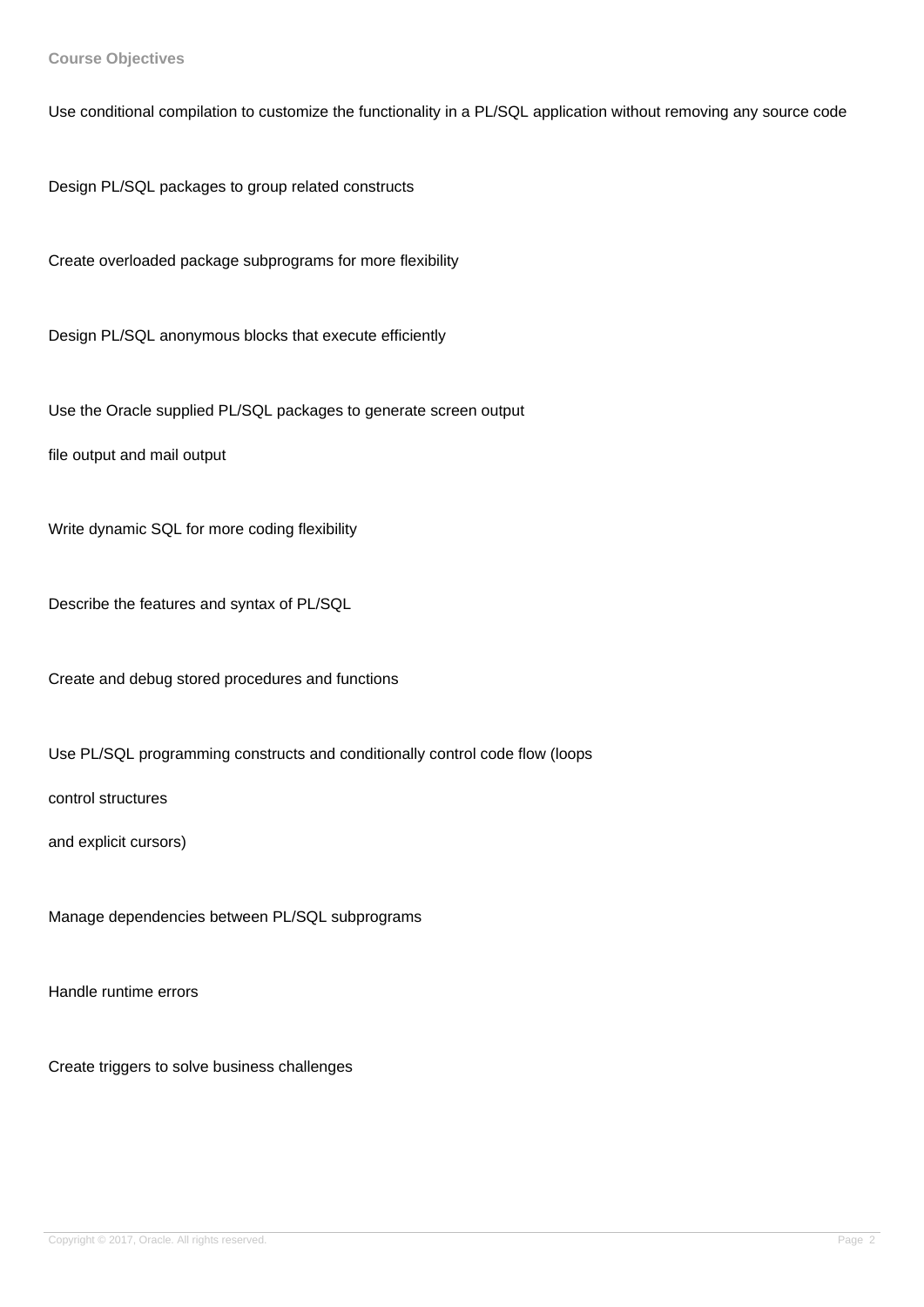## Course Objectives

Use conditional compilation to customize the functionality in a PL/SQL application without removing any source code

Design PL/SQL packages to group related constructs

Create overloaded package subprograms for more flexibility

Design PL/SQL anonymous blocks that execute efficiently

Use the Oracle supplied PL/SQL packages to generate screen output

file output and mail output

Write dynamic SQL for more coding flexibility

Describe the features and syntax of PL/SQL

Create and debug stored procedures and functions

Use PL/SQL programming constructs and conditionally control code flow (loops

control structures

and explicit cursors)

Manage dependencies between PL/SQL subprograms

Handle runtime errors

Create triggers to solve business challenges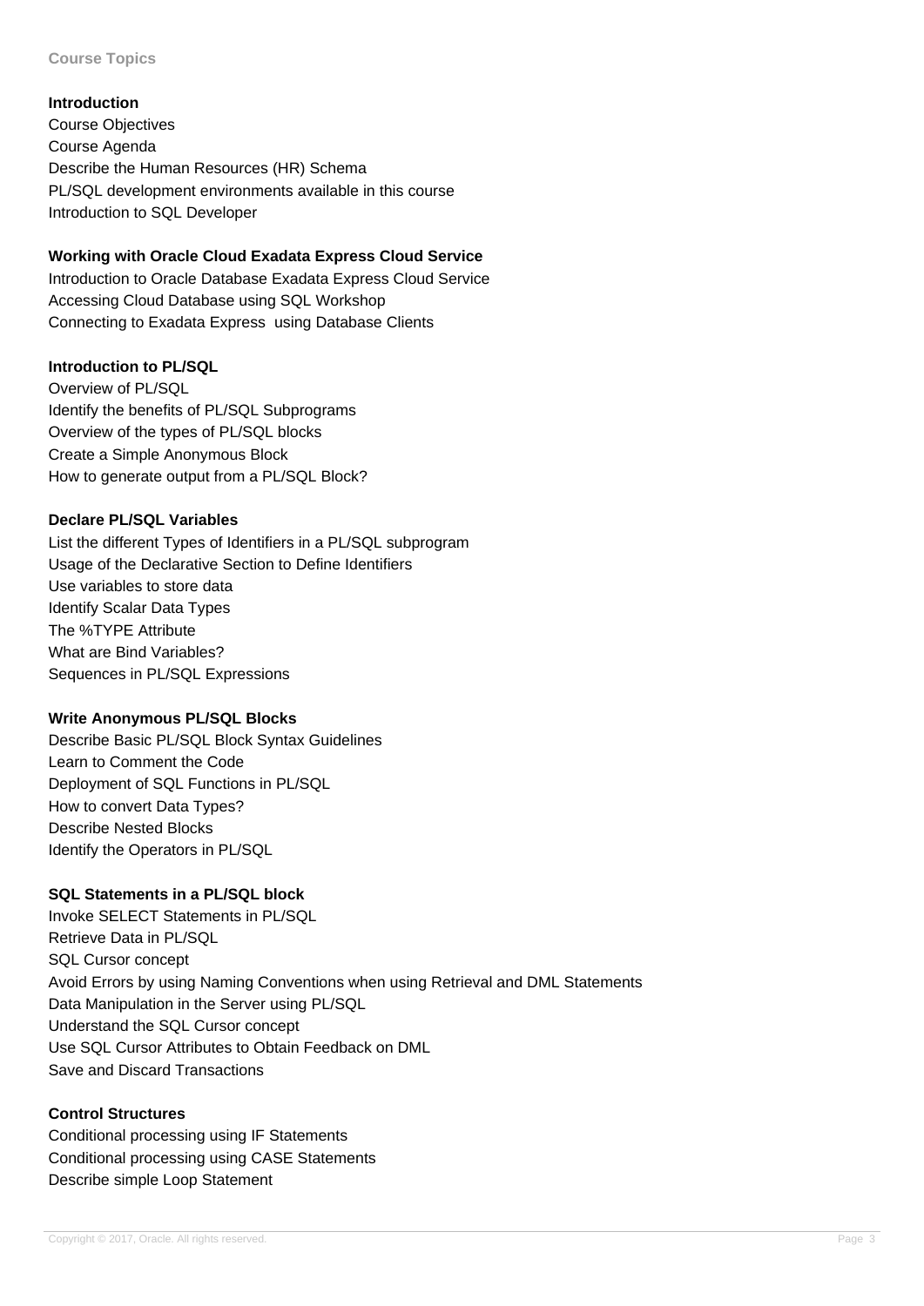**Course Topics**

**Introduction**

Course Objectives
Course Agenda
Describe the Human Resources (HR) Schema
PL/SQL development environments available in this course
Introduction to SQL Developer

**Working with Oracle Cloud Exadata Express Cloud Service**

Introduction to Oracle Database Exadata Express Cloud Service
Accessing Cloud Database using SQL Workshop
Connecting to Exadata Express using Database Clients

**Introduction to PL/SQL**

Overview of PL/SQL
Identify the benefits of PL/SQL Subprograms
Overview of the types of PL/SQL blocks
Create a Simple Anonymous Block
How to generate output from a PL/SQL Block?

**Declare PL/SQL Variables**

List the different Types of Identifiers in a PL/SQL subprogram
Usage of the Declarative Section to Define Identifiers
Use variables to store data
Identify Scalar Data Types
The %TYPE Attribute
What are Bind Variables?
Sequences in PL/SQL Expressions

**Write Anonymous PL/SQL Blocks**

Describe Basic PL/SQL Block Syntax Guidelines
Learn to Comment the Code
Deployment of SQL Functions in PL/SQL
How to convert Data Types?
Describe Nested Blocks
Identify the Operators in PL/SQL

**SQL Statements in a PL/SQL block**

Invoke SELECT Statements in PL/SQL
Retrieve Data in PL/SQL
SQL Cursor concept
Avoid Errors by using Naming Conventions when using Retrieval and DML Statements
Data Manipulation in the Server using PL/SQL
Understand the SQL Cursor concept
Use SQL Cursor Attributes to Obtain Feedback on DML
Save and Discard Transactions

**Control Structures**

Conditional processing using IF Statements
Conditional processing using CASE Statements
Describe simple Loop Statement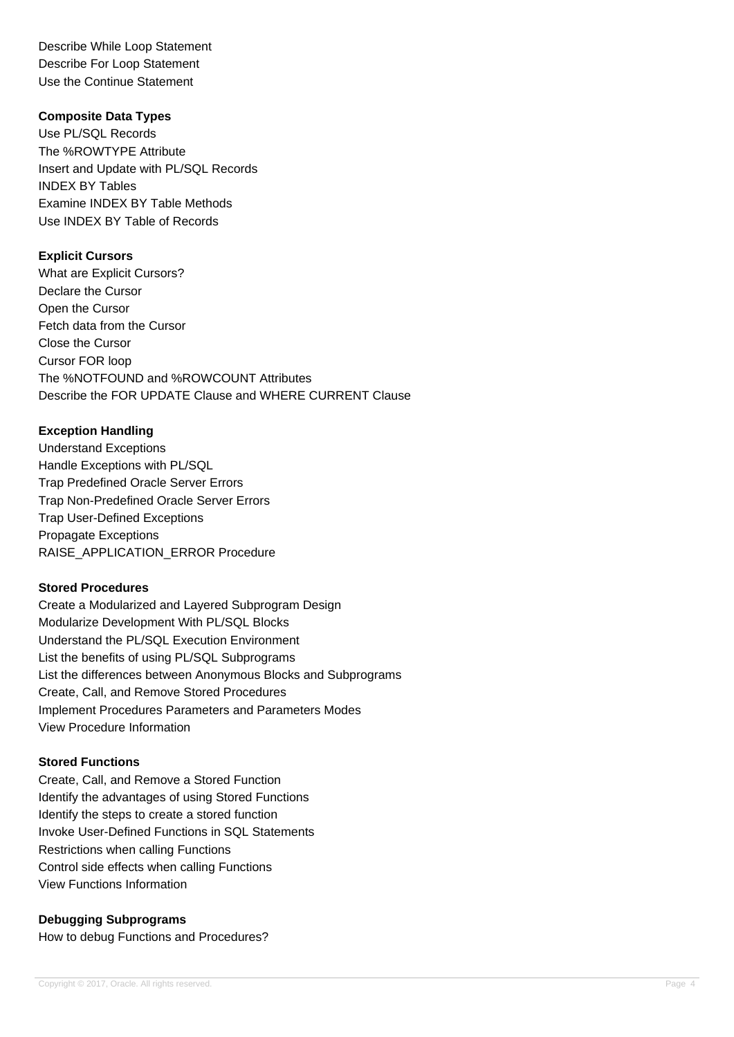Describe While Loop Statement
Describe For Loop Statement
Use the Continue Statement

**Composite Data Types**

Use PL/SQL Records
The %ROWTYPE Attribute
Insert and Update with PL/SQL Records
INDEX BY Tables
Examine INDEX BY Table Methods
Use INDEX BY Table of Records

**Explicit Cursors**

What are Explicit Cursors?
Declare the Cursor
Open the Cursor
Fetch data from the Cursor
Close the Cursor
Cursor FOR loop
The %NOTFOUND and %ROWCOUNT Attributes
Describe the FOR UPDATE Clause and WHERE CURRENT Clause

**Exception Handling**

Understand Exceptions
Handle Exceptions with PL/SQL
Trap Predefined Oracle Server Errors
Trap Non-Predefined Oracle Server Errors
Trap User-Defined Exceptions
Propagate Exceptions
RAISE_APPLICATION_ERROR Procedure

**Stored Procedures**

Create a Modularized and Layered Subprogram Design
Modularize Development With PL/SQL Blocks
Understand the PL/SQL Execution Environment
List the benefits of using PL/SQL Subprograms
List the differences between Anonymous Blocks and Subprograms
Create, Call, and Remove Stored Procedures
Implement Procedures Parameters and Parameters Modes
View Procedure Information

**Stored Functions**

Create, Call, and Remove a Stored Function
Identify the advantages of using Stored Functions
Identify the steps to create a stored function
Invoke User-Defined Functions in SQL Statements
Restrictions when calling Functions
Control side effects when calling Functions
View Functions Information

**Debugging Subprograms**

How to debug Functions and Procedures?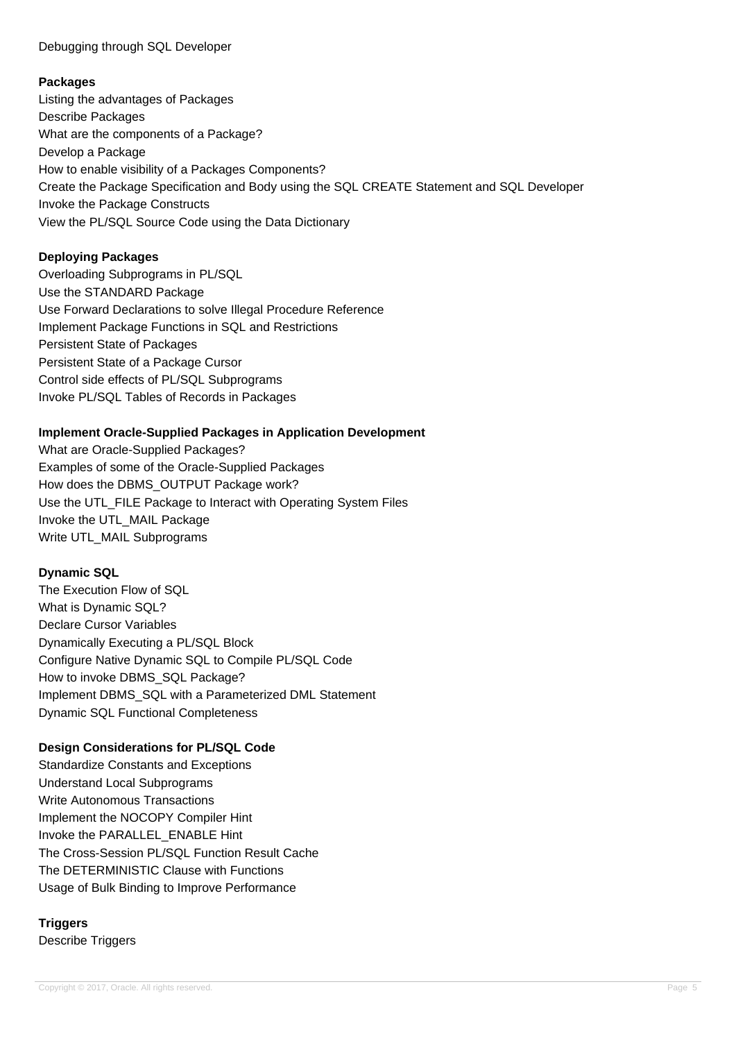Debugging through SQL Developer

**Packages**

Listing the advantages of Packages
Describe Packages
What are the components of a Package?
Develop a Package
How to enable visibility of a Packages Components?
Create the Package Specification and Body using the SQL CREATE Statement and SQL Developer
Invoke the Package Constructs
View the PL/SQL Source Code using the Data Dictionary

**Deploying Packages**

Overloading Subprograms in PL/SQL
Use the STANDARD Package
Use Forward Declarations to solve Illegal Procedure Reference
Implement Package Functions in SQL and Restrictions
Persistent State of Packages
Persistent State of a Package Cursor
Control side effects of PL/SQL Subprograms
Invoke PL/SQL Tables of Records in Packages

**Implement Oracle-Supplied Packages in Application Development**

What are Oracle-Supplied Packages?
Examples of some of the Oracle-Supplied Packages
How does the DBMS_OUTPUT Package work?
Use the UTL_FILE Package to Interact with Operating System Files
Invoke the UTL_MAIL Package
Write UTL_MAIL Subprograms

**Dynamic SQL**

The Execution Flow of SQL
What is Dynamic SQL?
Declare Cursor Variables
Dynamically Executing a PL/SQL Block
Configure Native Dynamic SQL to Compile PL/SQL Code
How to invoke DBMS_SQL Package?
Implement DBMS_SQL with a Parameterized DML Statement
Dynamic SQL Functional Completeness

**Design Considerations for PL/SQL Code**

Standardize Constants and Exceptions
Understand Local Subprograms
Write Autonomous Transactions
Implement the NOCOPY Compiler Hint
Invoke the PARALLEL_ENABLE Hint
The Cross-Session PL/SQL Function Result Cache
The DETERMINISTIC Clause with Functions
Usage of Bulk Binding to Improve Performance

**Triggers**

Describe Triggers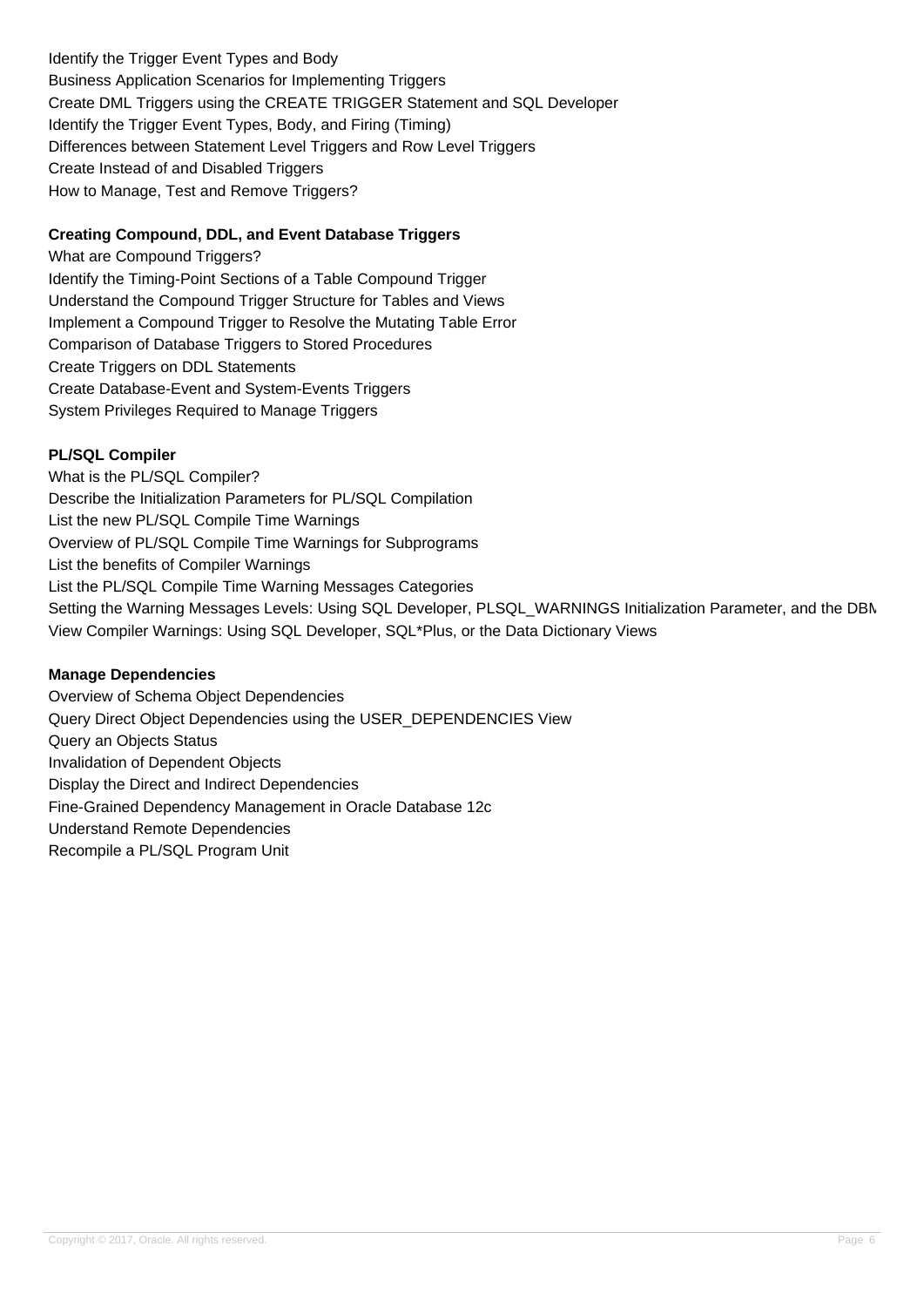Identify the Trigger Event Types and Body
Business Application Scenarios for Implementing Triggers
Create DML Triggers using the CREATE TRIGGER Statement and SQL Developer
Identify the Trigger Event Types, Body, and Firing (Timing)
Differences between Statement Level Triggers and Row Level Triggers
Create Instead of and Disabled Triggers
How to Manage, Test and Remove Triggers?

**Creating Compound, DDL, and Event Database Triggers**

What are Compound Triggers?
Identify the Timing-Point Sections of a Table Compound Trigger
Understand the Compound Trigger Structure for Tables and Views
Implement a Compound Trigger to Resolve the Mutating Table Error
Comparison of Database Triggers to Stored Procedures
Create Triggers on DDL Statements
Create Database-Event and System-Events Triggers
System Privileges Required to Manage Triggers

**PL/SQL Compiler**

What is the PL/SQL Compiler?
Describe the Initialization Parameters for PL/SQL Compilation
List the new PL/SQL Compile Time Warnings
Overview of PL/SQL Compile Time Warnings for Subprograms
List the benefits of Compiler Warnings
List the PL/SQL Compile Time Warning Messages Categories
Setting the Warning Messages Levels: Using SQL Developer, PLSQL_WARNINGS Initialization Parameter, and the DBM
View Compiler Warnings: Using SQL Developer, SQL*Plus, or the Data Dictionary Views

**Manage Dependencies**

Overview of Schema Object Dependencies
Query Direct Object Dependencies using the USER_DEPENDENCIES View
Query an Objects Status
Invalidation of Dependent Objects
Display the Direct and Indirect Dependencies
Fine-Grained Dependency Management in Oracle Database 12c
Understand Remote Dependencies
Recompile a PL/SQL Program Unit